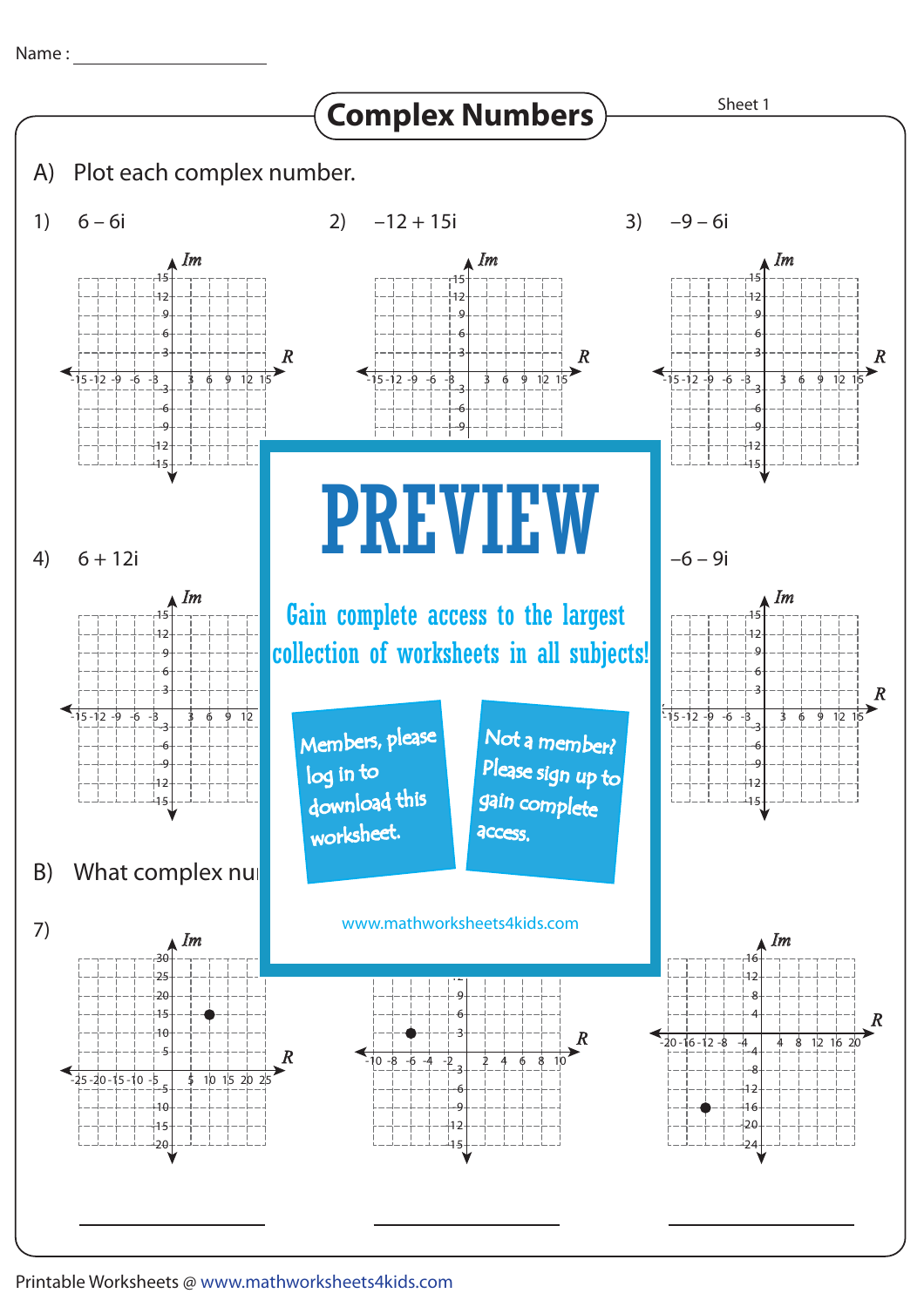Name : ____________________

# Complex Numbers

Sheet 1

## A) Plot each complex number.

1) $6 - 6i$

2) $-12 + 15i$

3) $-9 - 6i$

4) $6 + 12i$

6) $-6 - 9i$

## B) What complex nu

7)

PREVIEW

Gain complete access to the largest collection of worksheets in all subjects!

Members, please log in to download this worksheet.

Not a member? Please sign up to gain complete access.

www.mathworksheets4kids.com

____________________ ____________________ ____________________

Printable Worksheets @ www.mathworksheets4kids.com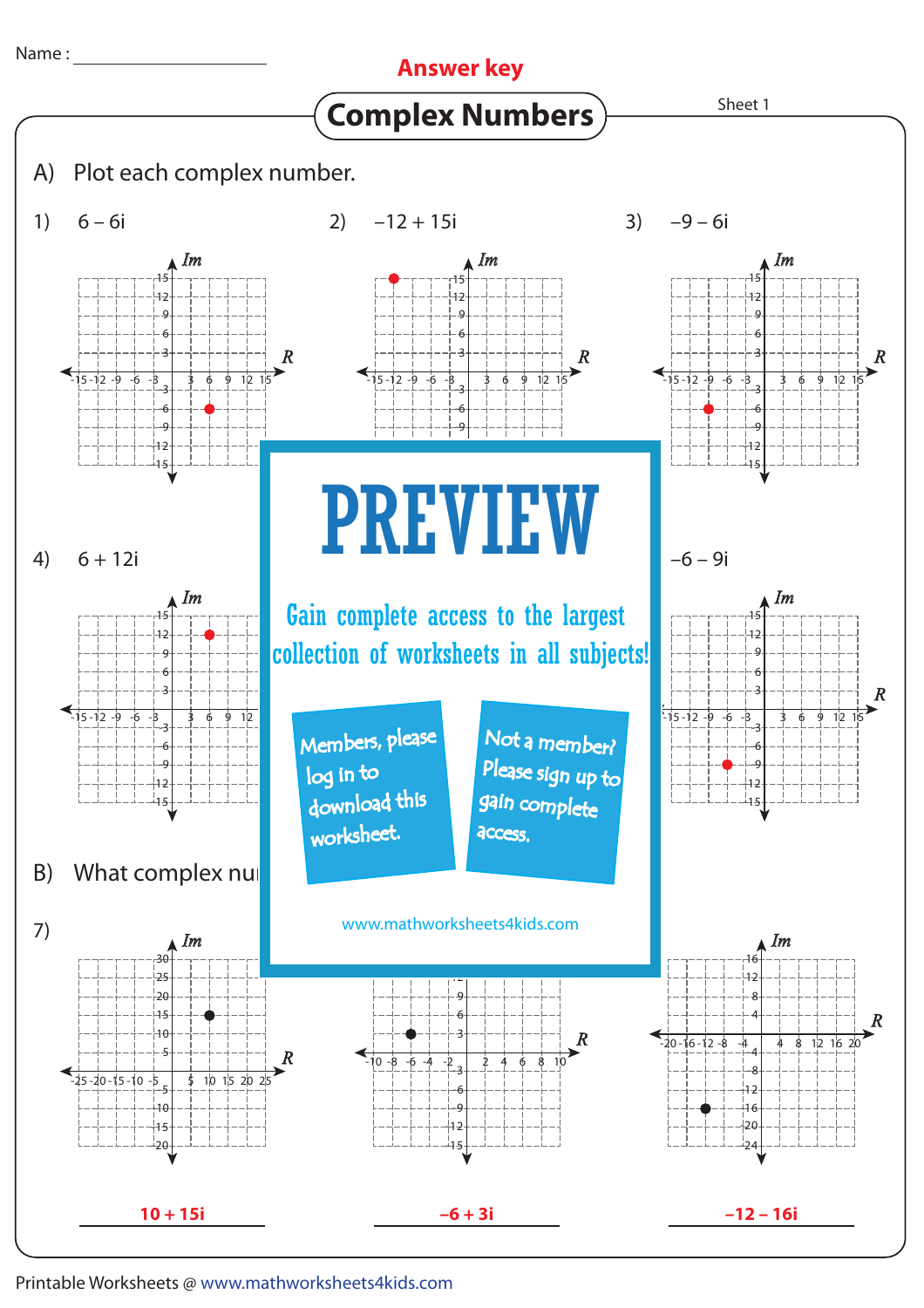Name : ____________________

**Answer key**

# Complex Numbers

Sheet 1

## A) Plot each complex number.

1) $6 - 6i$

2) $-12 + 15i$

3) $-9 - 6i$

4) $6 + 12i$

$-6 - 9i$

PREVIEW

Gain complete access to the largest collection of worksheets in all subjects!

Members, please log in to download this worksheet.

Not a member? Please sign up to gain complete access.

www.mathworksheets4kids.com

## B) What complex nu

7)

**$10 + 15i$**

**$-6 + 3i$**

**$-12 - 16i$**

Printable Worksheets @ www.mathworksheets4kids.com